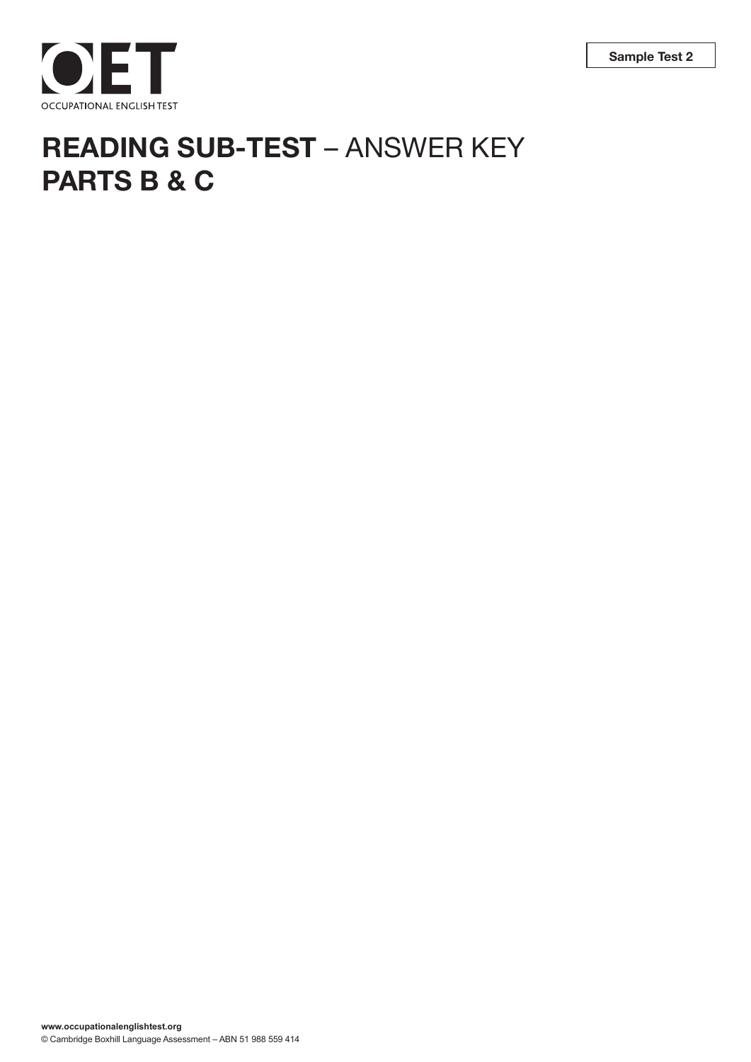OET

OCCUPATIONAL ENGLISH TEST

Sample Test 2

# **READING SUB-TEST** – ANSWER KEY
# **PARTS B & C**

**www.occupationalenglishtest.org**
© Cambridge Boxhill Language Assessment – ABN 51 988 559 414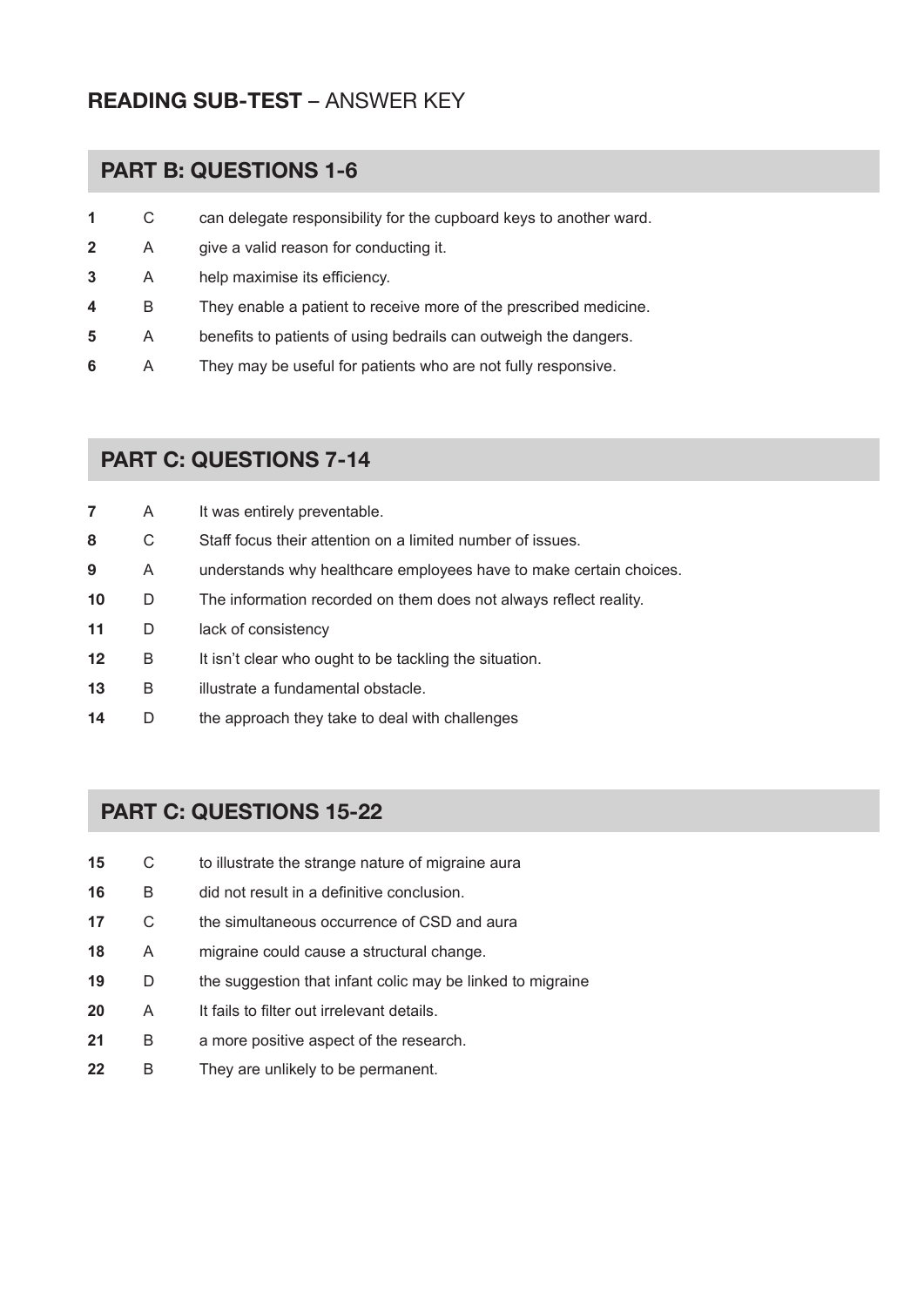## **READING SUB-TEST** – ANSWER KEY

### PART B: QUESTIONS 1-6

| | | |
|---|---|---|
| **1** | C | can delegate responsibility for the cupboard keys to another ward. |
| **2** | A | give a valid reason for conducting it. |
| **3** | A | help maximise its efficiency. |
| **4** | B | They enable a patient to receive more of the prescribed medicine. |
| **5** | A | benefits to patients of using bedrails can outweigh the dangers. |
| **6** | A | They may be useful for patients who are not fully responsive. |

### PART C: QUESTIONS 7-14

| | | |
|---|---|---|
| **7** | A | It was entirely preventable. |
| **8** | C | Staff focus their attention on a limited number of issues. |
| **9** | A | understands why healthcare employees have to make certain choices. |
| **10** | D | The information recorded on them does not always reflect reality. |
| **11** | D | lack of consistency |
| **12** | B | It isn't clear who ought to be tackling the situation. |
| **13** | B | illustrate a fundamental obstacle. |
| **14** | D | the approach they take to deal with challenges |

### PART C: QUESTIONS 15-22

| | | |
|---|---|---|
| **15** | C | to illustrate the strange nature of migraine aura |
| **16** | B | did not result in a definitive conclusion. |
| **17** | C | the simultaneous occurrence of CSD and aura |
| **18** | A | migraine could cause a structural change. |
| **19** | D | the suggestion that infant colic may be linked to migraine |
| **20** | A | It fails to filter out irrelevant details. |
| **21** | B | a more positive aspect of the research. |
| **22** | B | They are unlikely to be permanent. |